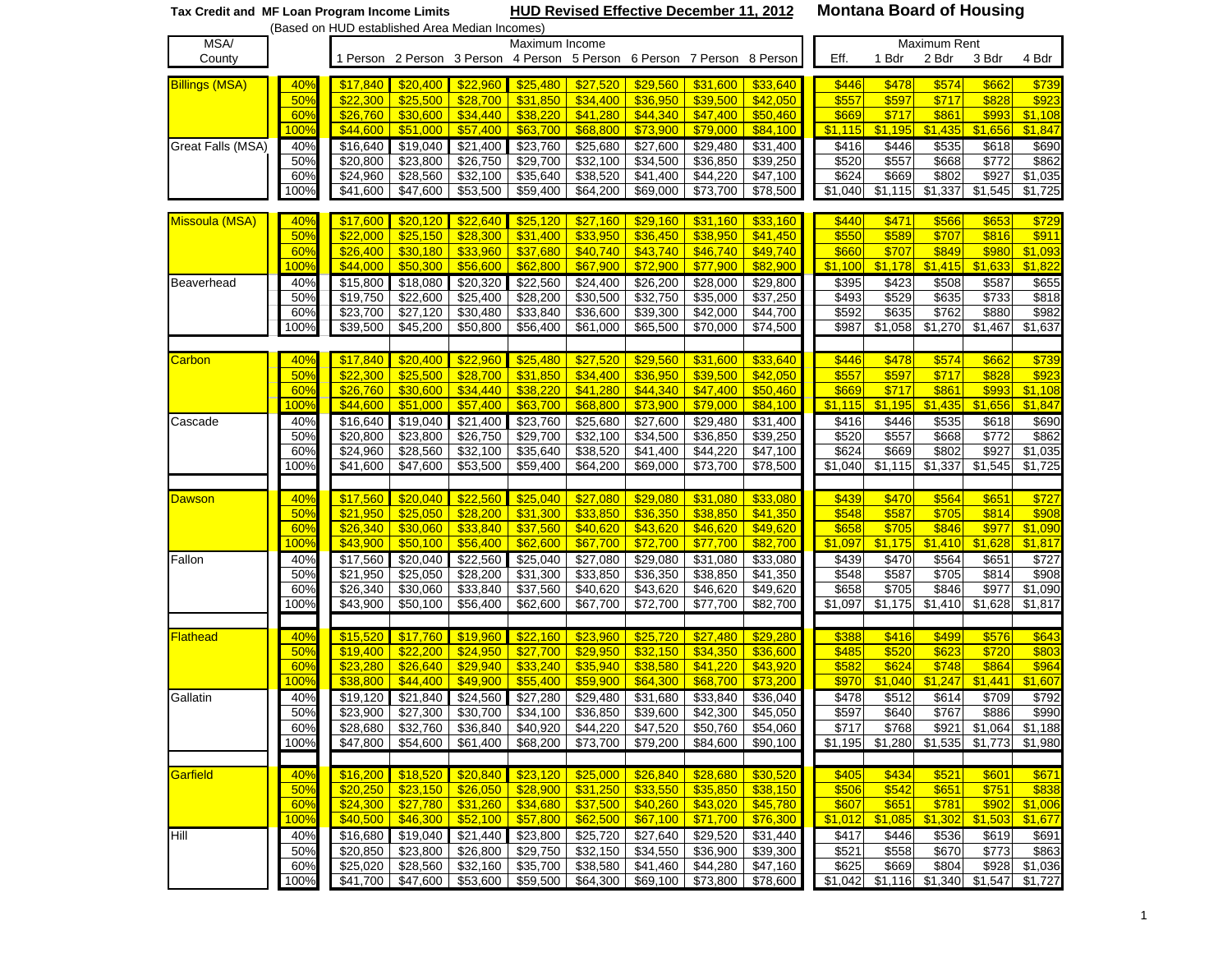**Tax Credit and MF Loan Program Income Limits** **HUD Revised Effective December 11, 2012** **Montana Board of Housing**

(Based on HUD established Area Median Incomes)

| MSA/ County | | Maximum Income | | | | | | | | Maximum Rent | | | | |
|---|---|---|---|---|---|---|---|---|---|---|---|---|---|---|
| | | 1 Person | 2 Person | 3 Person | 4 Person | 5 Person | 6 Person | 7 Person | 8 Person | Eff. | 1 Bdr | 2 Bdr | 3 Bdr | 4 Bdr |
| Billings (MSA) | 40% | $17,840 | $20,400 | $22,960 | $25,480 | $27,520 | $29,560 | $31,600 | $33,640 | $446 | $478 | $574 | $662 | $739 |
| | 50% | $22,300 | $25,500 | $28,700 | $31,850 | $34,400 | $36,950 | $39,500 | $42,050 | $557 | $597 | $717 | $828 | $923 |
| | 60% | $26,760 | $30,600 | $34,440 | $38,220 | $41,280 | $44,340 | $47,400 | $50,460 | $669 | $717 | $861 | $993 | $1,108 |
| | 100% | $44,600 | $51,000 | $57,400 | $63,700 | $68,800 | $73,900 | $79,000 | $84,100 | $1,115 | $1,195 | $1,435 | $1,656 | $1,847 |
| Great Falls (MSA) | 40% | $16,640 | $19,040 | $21,400 | $23,760 | $25,680 | $27,600 | $29,480 | $31,400 | $416 | $446 | $535 | $618 | $690 |
| | 50% | $20,800 | $23,800 | $26,750 | $29,700 | $32,100 | $34,500 | $36,850 | $39,250 | $520 | $557 | $668 | $772 | $862 |
| | 60% | $24,960 | $28,560 | $32,100 | $35,640 | $38,520 | $41,400 | $44,220 | $47,100 | $624 | $669 | $802 | $927 | $1,035 |
| | 100% | $41,600 | $47,600 | $53,500 | $59,400 | $64,200 | $69,000 | $73,700 | $78,500 | $1,040 | $1,115 | $1,337 | $1,545 | $1,725 |
| Missoula (MSA) | 40% | $17,600 | $20,120 | $22,640 | $25,120 | $27,160 | $29,160 | $31,160 | $33,160 | $440 | $471 | $566 | $653 | $729 |
| | 50% | $22,000 | $25,150 | $28,300 | $31,400 | $33,950 | $36,450 | $38,950 | $41,450 | $550 | $589 | $707 | $816 | $911 |
| | 60% | $26,400 | $30,180 | $33,960 | $37,680 | $40,740 | $43,740 | $46,740 | $49,740 | $660 | $707 | $849 | $980 | $1,093 |
| | 100% | $44,000 | $50,300 | $56,600 | $62,800 | $67,900 | $72,900 | $77,900 | $82,900 | $1,100 | $1,178 | $1,415 | $1,633 | $1,822 |
| Beaverhead | 40% | $15,800 | $18,080 | $20,320 | $22,560 | $24,400 | $26,200 | $28,000 | $29,800 | $395 | $423 | $508 | $587 | $655 |
| | 50% | $19,750 | $22,600 | $25,400 | $28,200 | $30,500 | $32,750 | $35,000 | $37,250 | $493 | $529 | $635 | $733 | $818 |
| | 60% | $23,700 | $27,120 | $30,480 | $33,840 | $36,600 | $39,300 | $42,000 | $44,700 | $592 | $635 | $762 | $880 | $982 |
| | 100% | $39,500 | $45,200 | $50,800 | $56,400 | $61,000 | $65,500 | $70,000 | $74,500 | $987 | $1,058 | $1,270 | $1,467 | $1,637 |
| Carbon | 40% | $17,840 | $20,400 | $22,960 | $25,480 | $27,520 | $29,560 | $31,600 | $33,640 | $446 | $478 | $574 | $662 | $739 |
| | 50% | $22,300 | $25,500 | $28,700 | $31,850 | $34,400 | $36,950 | $39,500 | $42,050 | $557 | $597 | $717 | $828 | $923 |
| | 60% | $26,760 | $30,600 | $34,440 | $38,220 | $41,280 | $44,340 | $47,400 | $50,460 | $669 | $717 | $861 | $993 | $1,108 |
| | 100% | $44,600 | $51,000 | $57,400 | $63,700 | $68,800 | $73,900 | $79,000 | $84,100 | $1,115 | $1,195 | $1,435 | $1,656 | $1,847 |
| Cascade | 40% | $16,640 | $19,040 | $21,400 | $23,760 | $25,680 | $27,600 | $29,480 | $31,400 | $416 | $446 | $535 | $618 | $690 |
| | 50% | $20,800 | $23,800 | $26,750 | $29,700 | $32,100 | $34,500 | $36,850 | $39,250 | $520 | $557 | $668 | $772 | $862 |
| | 60% | $24,960 | $28,560 | $32,100 | $35,640 | $38,520 | $41,400 | $44,220 | $47,100 | $624 | $669 | $802 | $927 | $1,035 |
| | 100% | $41,600 | $47,600 | $53,500 | $59,400 | $64,200 | $69,000 | $73,700 | $78,500 | $1,040 | $1,115 | $1,337 | $1,545 | $1,725 |
| Dawson | 40% | $17,560 | $20,040 | $22,560 | $25,040 | $27,080 | $29,080 | $31,080 | $33,080 | $439 | $470 | $564 | $651 | $727 |
| | 50% | $21,950 | $25,050 | $28,200 | $31,300 | $33,850 | $36,350 | $38,850 | $41,350 | $548 | $587 | $705 | $814 | $908 |
| | 60% | $26,340 | $30,060 | $33,840 | $37,560 | $40,620 | $43,620 | $46,620 | $49,620 | $658 | $705 | $846 | $977 | $1,090 |
| | 100% | $43,900 | $50,100 | $56,400 | $62,600 | $67,700 | $72,700 | $77,700 | $82,700 | $1,097 | $1,175 | $1,410 | $1,628 | $1,817 |
| Fallon | 40% | $17,560 | $20,040 | $22,560 | $25,040 | $27,080 | $29,080 | $31,080 | $33,080 | $439 | $470 | $564 | $651 | $727 |
| | 50% | $21,950 | $25,050 | $28,200 | $31,300 | $33,850 | $36,350 | $38,850 | $41,350 | $548 | $587 | $705 | $814 | $908 |
| | 60% | $26,340 | $30,060 | $33,840 | $37,560 | $40,620 | $43,620 | $46,620 | $49,620 | $658 | $705 | $846 | $977 | $1,090 |
| | 100% | $43,900 | $50,100 | $56,400 | $62,600 | $67,700 | $72,700 | $77,700 | $82,700 | $1,097 | $1,175 | $1,410 | $1,628 | $1,817 |
| Flathead | 40% | $15,520 | $17,760 | $19,960 | $22,160 | $23,960 | $25,720 | $27,480 | $29,280 | $388 | $416 | $499 | $576 | $643 |
| | 50% | $19,400 | $22,200 | $24,950 | $27,700 | $29,950 | $32,150 | $34,350 | $36,600 | $485 | $520 | $623 | $720 | $803 |
| | 60% | $23,280 | $26,640 | $29,940 | $33,240 | $35,940 | $38,580 | $41,220 | $43,920 | $582 | $624 | $748 | $864 | $964 |
| | 100% | $38,800 | $44,400 | $49,900 | $55,400 | $59,900 | $64,300 | $68,700 | $73,200 | $970 | $1,040 | $1,247 | $1,441 | $1,607 |
| Gallatin | 40% | $19,120 | $21,840 | $24,560 | $27,280 | $29,480 | $31,680 | $33,840 | $36,040 | $478 | $512 | $614 | $709 | $792 |
| | 50% | $23,900 | $27,300 | $30,700 | $34,100 | $36,850 | $39,600 | $42,300 | $45,050 | $597 | $640 | $767 | $886 | $990 |
| | 60% | $28,680 | $32,760 | $36,840 | $40,920 | $44,220 | $47,520 | $50,760 | $54,060 | $717 | $768 | $921 | $1,064 | $1,188 |
| | 100% | $47,800 | $54,600 | $61,400 | $68,200 | $73,700 | $79,200 | $84,600 | $90,100 | $1,195 | $1,280 | $1,535 | $1,773 | $1,980 |
| Garfield | 40% | $16,200 | $18,520 | $20,840 | $23,120 | $25,000 | $26,840 | $28,680 | $30,520 | $405 | $434 | $521 | $601 | $671 |
| | 50% | $20,250 | $23,150 | $26,050 | $28,900 | $31,250 | $33,550 | $35,850 | $38,150 | $506 | $542 | $651 | $751 | $838 |
| | 60% | $24,300 | $27,780 | $31,260 | $34,680 | $37,500 | $40,260 | $43,020 | $45,780 | $607 | $651 | $781 | $902 | $1,006 |
| | 100% | $40,500 | $46,300 | $52,100 | $57,800 | $62,500 | $67,100 | $71,700 | $76,300 | $1,012 | $1,085 | $1,302 | $1,503 | $1,677 |
| Hill | 40% | $16,680 | $19,040 | $21,440 | $23,800 | $25,720 | $27,640 | $29,520 | $31,440 | $417 | $446 | $536 | $619 | $691 |
| | 50% | $20,850 | $23,800 | $26,800 | $29,750 | $32,150 | $34,550 | $36,900 | $39,300 | $521 | $558 | $670 | $773 | $863 |
| | 60% | $25,020 | $28,560 | $32,160 | $35,700 | $38,580 | $41,460 | $44,280 | $47,160 | $625 | $669 | $804 | $928 | $1,036 |
| | 100% | $41,700 | $47,600 | $53,600 | $59,500 | $64,300 | $69,100 | $73,800 | $78,600 | $1,042 | $1,116 | $1,340 | $1,547 | $1,727 |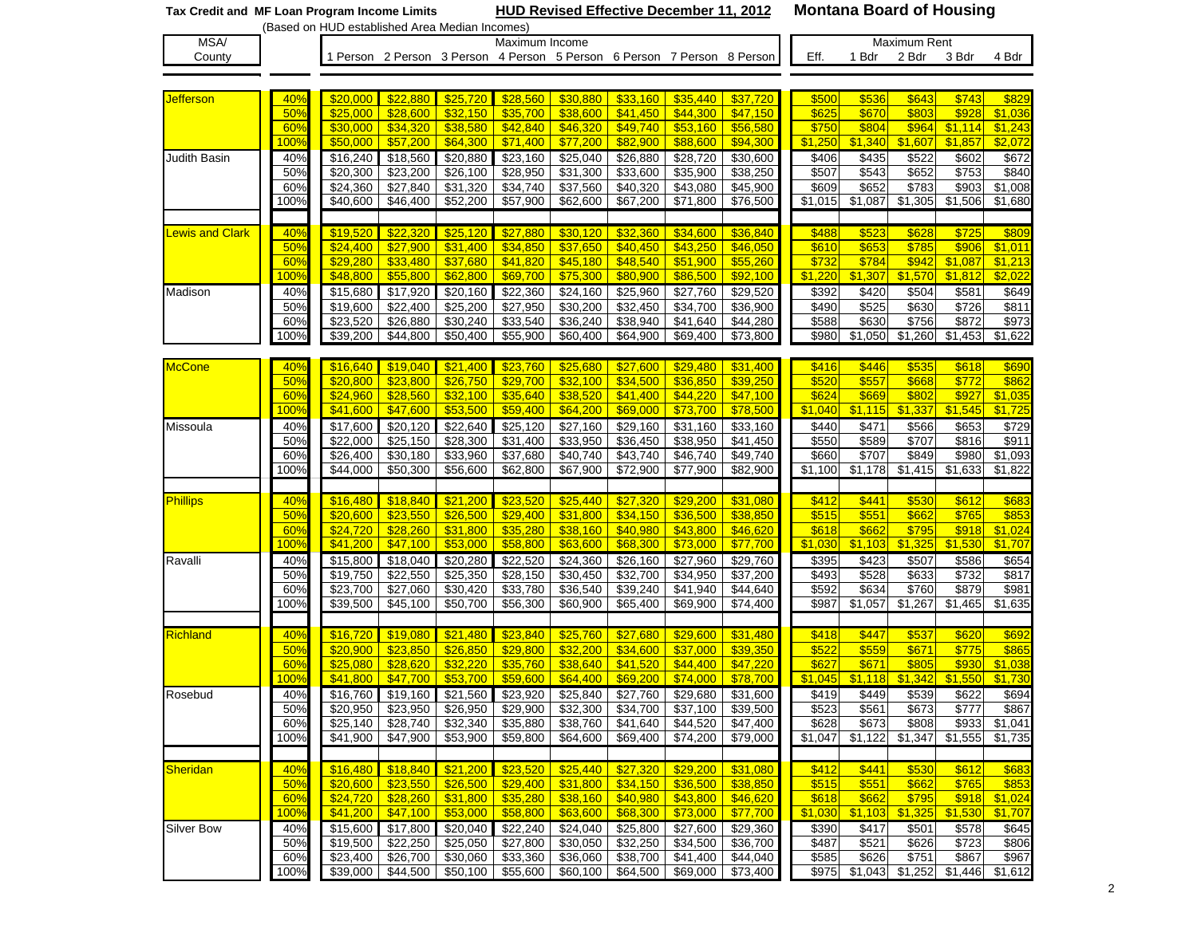**Tax Credit and MF Loan Program Income Limits** (Based on HUD established Area Median Incomes) **HUD Revised Effective December 11, 2012** **Montana Board of Housing**

| MSA/ County | | Maximum Income | | | | | | | | Maximum Rent | | | | |
|---|---|---|---|---|---|---|---|---|---|---|---|---|---|---|
| | | 1 Person | 2 Person | 3 Person | 4 Person | 5 Person | 6 Person | 7 Person | 8 Person | Eff. | 1 Bdr | 2 Bdr | 3 Bdr | 4 Bdr |
| Jefferson | 40% | $20,000 | $22,880 | $25,720 | $28,560 | $30,880 | $33,160 | $35,440 | $37,720 | $500 | $536 | $643 | $743 | $829 |
| | 50% | $25,000 | $28,600 | $32,150 | $35,700 | $38,600 | $41,450 | $44,300 | $47,150 | $625 | $670 | $803 | $928 | $1,036 |
| | 60% | $30,000 | $34,320 | $38,580 | $42,840 | $46,320 | $49,740 | $53,160 | $56,580 | $750 | $804 | $964 | $1,114 | $1,243 |
| | 100% | $50,000 | $57,200 | $64,300 | $71,400 | $77,200 | $82,900 | $88,600 | $94,300 | $1,250 | $1,340 | $1,607 | $1,857 | $2,072 |
| Judith Basin | 40% | $16,240 | $18,560 | $20,880 | $23,160 | $25,040 | $26,880 | $28,720 | $30,600 | $406 | $435 | $522 | $602 | $672 |
| | 50% | $20,300 | $23,200 | $26,100 | $28,950 | $31,300 | $33,600 | $35,900 | $38,250 | $507 | $543 | $652 | $753 | $840 |
| | 60% | $24,360 | $27,840 | $31,320 | $34,740 | $37,560 | $40,320 | $43,080 | $45,900 | $609 | $652 | $783 | $903 | $1,008 |
| | 100% | $40,600 | $46,400 | $52,200 | $57,900 | $62,600 | $67,200 | $71,800 | $76,500 | $1,015 | $1,087 | $1,305 | $1,506 | $1,680 |
| Lewis and Clark | 40% | $19,520 | $22,320 | $25,120 | $27,880 | $30,120 | $32,360 | $34,600 | $36,840 | $488 | $523 | $628 | $725 | $809 |
| | 50% | $24,400 | $27,900 | $31,400 | $34,850 | $37,650 | $40,450 | $43,250 | $46,050 | $610 | $653 | $785 | $906 | $1,011 |
| | 60% | $29,280 | $33,480 | $37,680 | $41,820 | $45,180 | $48,540 | $51,900 | $55,260 | $732 | $784 | $942 | $1,087 | $1,213 |
| | 100% | $48,800 | $55,800 | $62,800 | $69,700 | $75,300 | $80,900 | $86,500 | $92,100 | $1,220 | $1,307 | $1,570 | $1,812 | $2,022 |
| Madison | 40% | $15,680 | $17,920 | $20,160 | $22,360 | $24,160 | $25,960 | $27,760 | $29,520 | $392 | $420 | $504 | $581 | $649 |
| | 50% | $19,600 | $22,400 | $25,200 | $27,950 | $30,200 | $32,450 | $34,700 | $36,900 | $490 | $525 | $630 | $726 | $811 |
| | 60% | $23,520 | $26,880 | $30,240 | $33,540 | $36,240 | $38,940 | $41,640 | $44,280 | $588 | $630 | $756 | $872 | $973 |
| | 100% | $39,200 | $44,800 | $50,400 | $55,900 | $60,400 | $64,900 | $69,400 | $73,800 | $980 | $1,050 | $1,260 | $1,453 | $1,622 |
| McCone | 40% | $16,640 | $19,040 | $21,400 | $23,760 | $25,680 | $27,600 | $29,480 | $31,400 | $416 | $446 | $535 | $618 | $690 |
| | 50% | $20,800 | $23,800 | $26,750 | $29,700 | $32,100 | $34,500 | $36,850 | $39,250 | $520 | $557 | $668 | $772 | $862 |
| | 60% | $24,960 | $28,560 | $32,100 | $35,640 | $38,520 | $41,400 | $44,220 | $47,100 | $624 | $669 | $802 | $927 | $1,035 |
| | 100% | $41,600 | $47,600 | $53,500 | $59,400 | $64,200 | $69,000 | $73,700 | $78,500 | $1,040 | $1,115 | $1,337 | $1,545 | $1,725 |
| Missoula | 40% | $17,600 | $20,120 | $22,640 | $25,120 | $27,160 | $29,160 | $31,160 | $33,160 | $440 | $471 | $566 | $653 | $729 |
| | 50% | $22,000 | $25,150 | $28,300 | $31,400 | $33,950 | $36,450 | $38,950 | $41,450 | $550 | $589 | $707 | $816 | $911 |
| | 60% | $26,400 | $30,180 | $33,960 | $37,680 | $40,740 | $43,740 | $46,740 | $49,740 | $660 | $707 | $849 | $980 | $1,093 |
| | 100% | $44,000 | $50,300 | $56,600 | $62,800 | $67,900 | $72,900 | $77,900 | $82,900 | $1,100 | $1,178 | $1,415 | $1,633 | $1,822 |
| Phillips | 40% | $16,480 | $18,840 | $21,200 | $23,520 | $25,440 | $27,320 | $29,200 | $31,080 | $412 | $441 | $530 | $612 | $683 |
| | 50% | $20,600 | $23,550 | $26,500 | $29,400 | $31,800 | $34,150 | $36,500 | $38,850 | $515 | $551 | $662 | $765 | $853 |
| | 60% | $24,720 | $28,260 | $31,800 | $35,280 | $38,160 | $40,980 | $43,800 | $46,620 | $618 | $662 | $795 | $918 | $1,024 |
| | 100% | $41,200 | $47,100 | $53,000 | $58,800 | $63,600 | $68,300 | $73,000 | $77,700 | $1,030 | $1,103 | $1,325 | $1,530 | $1,707 |
| Ravalli | 40% | $15,800 | $18,040 | $20,280 | $22,520 | $24,360 | $26,160 | $27,960 | $29,760 | $395 | $423 | $507 | $586 | $654 |
| | 50% | $19,750 | $22,550 | $25,350 | $28,150 | $30,450 | $32,700 | $34,950 | $37,200 | $493 | $528 | $633 | $732 | $817 |
| | 60% | $23,700 | $27,060 | $30,420 | $33,780 | $36,540 | $39,240 | $41,940 | $44,640 | $592 | $634 | $760 | $879 | $981 |
| | 100% | $39,500 | $45,100 | $50,700 | $56,300 | $60,900 | $65,400 | $69,900 | $74,400 | $987 | $1,057 | $1,267 | $1,465 | $1,635 |
| Richland | 40% | $16,720 | $19,080 | $21,480 | $23,840 | $25,760 | $27,680 | $29,600 | $31,480 | $418 | $447 | $537 | $620 | $692 |
| | 50% | $20,900 | $23,850 | $26,850 | $29,800 | $32,200 | $34,600 | $37,000 | $39,350 | $522 | $559 | $671 | $775 | $865 |
| | 60% | $25,080 | $28,620 | $32,220 | $35,760 | $38,640 | $41,520 | $44,400 | $47,220 | $627 | $671 | $805 | $930 | $1,038 |
| | 100% | $41,800 | $47,700 | $53,700 | $59,600 | $64,400 | $69,200 | $74,000 | $78,700 | $1,045 | $1,118 | $1,342 | $1,550 | $1,730 |
| Rosebud | 40% | $16,760 | $19,160 | $21,560 | $23,920 | $25,840 | $27,760 | $29,680 | $31,600 | $419 | $449 | $539 | $622 | $694 |
| | 50% | $20,950 | $23,950 | $26,950 | $29,900 | $32,300 | $34,700 | $37,100 | $39,500 | $523 | $561 | $673 | $777 | $867 |
| | 60% | $25,140 | $28,740 | $32,340 | $35,880 | $38,760 | $41,640 | $44,520 | $47,400 | $628 | $673 | $808 | $933 | $1,041 |
| | 100% | $41,900 | $47,900 | $53,900 | $59,800 | $64,600 | $69,400 | $74,200 | $79,000 | $1,047 | $1,122 | $1,347 | $1,555 | $1,735 |
| Sheridan | 40% | $16,480 | $18,840 | $21,200 | $23,520 | $25,440 | $27,320 | $29,200 | $31,080 | $412 | $441 | $530 | $612 | $683 |
| | 50% | $20,600 | $23,550 | $26,500 | $29,400 | $31,800 | $34,150 | $36,500 | $38,850 | $515 | $551 | $662 | $765 | $853 |
| | 60% | $24,720 | $28,260 | $31,800 | $35,280 | $38,160 | $40,980 | $43,800 | $46,620 | $618 | $662 | $795 | $918 | $1,024 |
| | 100% | $41,200 | $47,100 | $53,000 | $58,800 | $63,600 | $68,300 | $73,000 | $77,700 | $1,030 | $1,103 | $1,325 | $1,530 | $1,707 |
| Silver Bow | 40% | $15,600 | $17,800 | $20,040 | $22,240 | $24,040 | $25,800 | $27,600 | $29,360 | $390 | $417 | $501 | $578 | $645 |
| | 50% | $19,500 | $22,250 | $25,050 | $27,800 | $30,050 | $32,250 | $34,500 | $36,700 | $487 | $521 | $626 | $723 | $806 |
| | 60% | $23,400 | $26,700 | $30,060 | $33,360 | $36,060 | $38,700 | $41,400 | $44,040 | $585 | $626 | $751 | $867 | $967 |
| | 100% | $39,000 | $44,500 | $50,100 | $55,600 | $60,100 | $64,500 | $69,000 | $73,400 | $975 | $1,043 | $1,252 | $1,446 | $1,612 |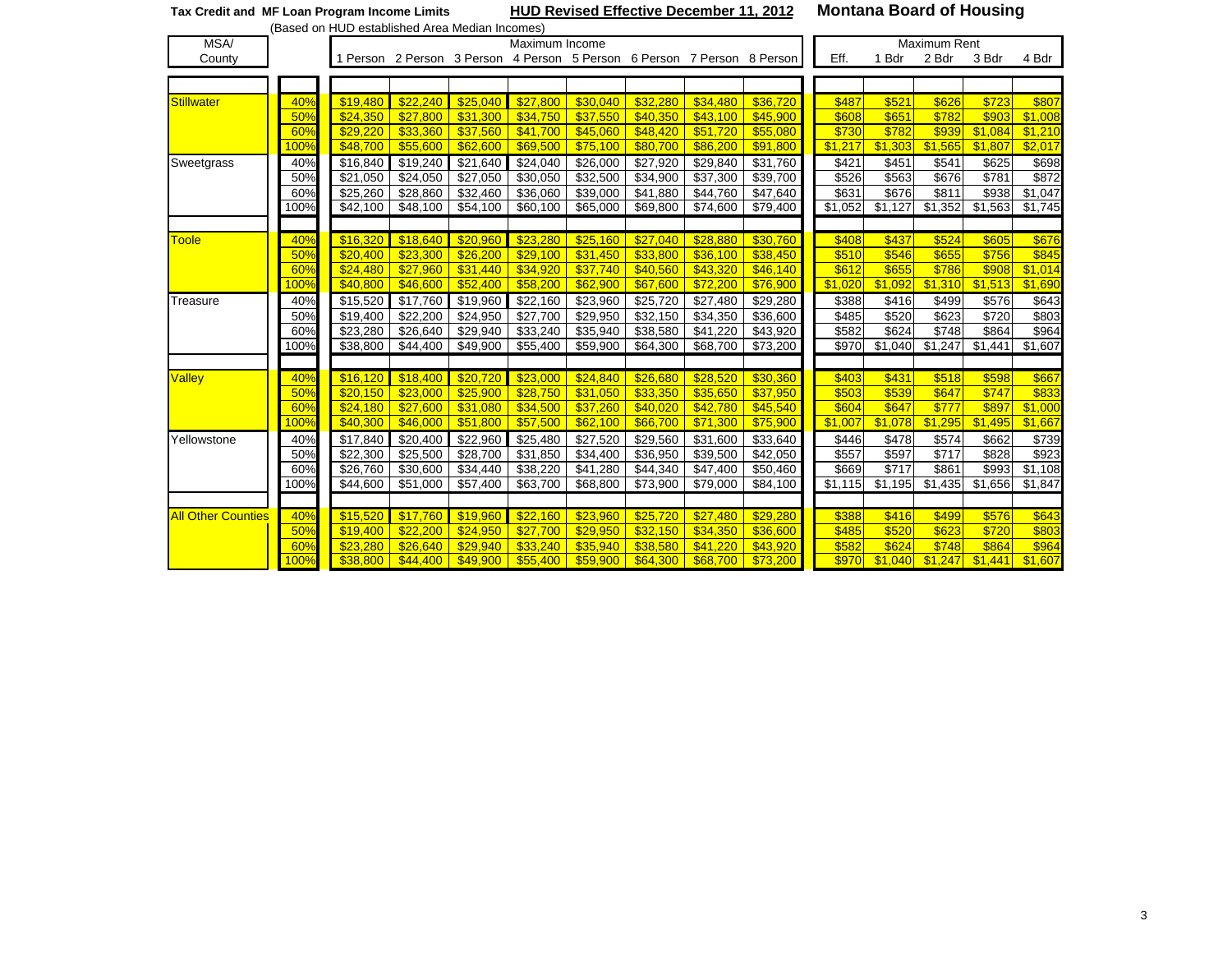**Tax Credit and MF Loan Program Income Limits** **HUD Revised Effective December 11, 2012** **Montana Board of Housing**

(Based on HUD established Area Median Incomes)

| MSA/ County | | Maximum Income | | | | | | | | Maximum Rent | | | | |
|---|---|---|---|---|---|---|---|---|---|---|---|---|---|---|
| | | 1 Person | 2 Person | 3 Person | 4 Person | 5 Person | 6 Person | 7 Person | 8 Person | Eff. | 1 Bdr | 2 Bdr | 3 Bdr | 4 Bdr |
| Stillwater | 40% | $19,480 | $22,240 | $25,040 | $27,800 | $30,040 | $32,280 | $34,480 | $36,720 | $487 | $521 | $626 | $723 | $807 |
| | 50% | $24,350 | $27,800 | $31,300 | $34,750 | $37,550 | $40,350 | $43,100 | $45,900 | $608 | $651 | $782 | $903 | $1,008 |
| | 60% | $29,220 | $33,360 | $37,560 | $41,700 | $45,060 | $48,420 | $51,720 | $55,080 | $730 | $782 | $939 | $1,084 | $1,210 |
| | 100% | $48,700 | $55,600 | $62,600 | $69,500 | $75,100 | $80,700 | $86,200 | $91,800 | $1,217 | $1,303 | $1,565 | $1,807 | $2,017 |
| Sweetgrass | 40% | $16,840 | $19,240 | $21,640 | $24,040 | $26,000 | $27,920 | $29,840 | $31,760 | $421 | $451 | $541 | $625 | $698 |
| | 50% | $21,050 | $24,050 | $27,050 | $30,050 | $32,500 | $34,900 | $37,300 | $39,700 | $526 | $563 | $676 | $781 | $872 |
| | 60% | $25,260 | $28,860 | $32,460 | $36,060 | $39,000 | $41,880 | $44,760 | $47,640 | $631 | $676 | $811 | $938 | $1,047 |
| | 100% | $42,100 | $48,100 | $54,100 | $60,100 | $65,000 | $69,800 | $74,600 | $79,400 | $1,052 | $1,127 | $1,352 | $1,563 | $1,745 |
| Toole | 40% | $16,320 | $18,640 | $20,960 | $23,280 | $25,160 | $27,040 | $28,880 | $30,760 | $408 | $437 | $524 | $605 | $676 |
| | 50% | $20,400 | $23,300 | $26,200 | $29,100 | $31,450 | $33,800 | $36,100 | $38,450 | $510 | $546 | $655 | $756 | $845 |
| | 60% | $24,480 | $27,960 | $31,440 | $34,920 | $37,740 | $40,560 | $43,320 | $46,140 | $612 | $655 | $786 | $908 | $1,014 |
| | 100% | $40,800 | $46,600 | $52,400 | $58,200 | $62,900 | $67,600 | $72,200 | $76,900 | $1,020 | $1,092 | $1,310 | $1,513 | $1,690 |
| Treasure | 40% | $15,520 | $17,760 | $19,960 | $22,160 | $23,960 | $25,720 | $27,480 | $29,280 | $388 | $416 | $499 | $576 | $643 |
| | 50% | $19,400 | $22,200 | $24,950 | $27,700 | $29,950 | $32,150 | $34,350 | $36,600 | $485 | $520 | $623 | $720 | $803 |
| | 60% | $23,280 | $26,640 | $29,940 | $33,240 | $35,940 | $38,580 | $41,220 | $43,920 | $582 | $624 | $748 | $864 | $964 |
| | 100% | $38,800 | $44,400 | $49,900 | $55,400 | $59,900 | $64,300 | $68,700 | $73,200 | $970 | $1,040 | $1,247 | $1,441 | $1,607 |
| Valley | 40% | $16,120 | $18,400 | $20,720 | $23,000 | $24,840 | $26,680 | $28,520 | $30,360 | $403 | $431 | $518 | $598 | $667 |
| | 50% | $20,150 | $23,000 | $25,900 | $28,750 | $31,050 | $33,350 | $35,650 | $37,950 | $503 | $539 | $647 | $747 | $833 |
| | 60% | $24,180 | $27,600 | $31,080 | $34,500 | $37,260 | $40,020 | $42,780 | $45,540 | $604 | $647 | $777 | $897 | $1,000 |
| | 100% | $40,300 | $46,000 | $51,800 | $57,500 | $62,100 | $66,700 | $71,300 | $75,900 | $1,007 | $1,078 | $1,295 | $1,495 | $1,667 |
| Yellowstone | 40% | $17,840 | $20,400 | $22,960 | $25,480 | $27,520 | $29,560 | $31,600 | $33,640 | $446 | $478 | $574 | $662 | $739 |
| | 50% | $22,300 | $25,500 | $28,700 | $31,850 | $34,400 | $36,950 | $39,500 | $42,050 | $557 | $597 | $717 | $828 | $923 |
| | 60% | $26,760 | $30,600 | $34,440 | $38,220 | $41,280 | $44,340 | $47,400 | $50,460 | $669 | $717 | $861 | $993 | $1,108 |
| | 100% | $44,600 | $51,000 | $57,400 | $63,700 | $68,800 | $73,900 | $79,000 | $84,100 | $1,115 | $1,195 | $1,435 | $1,656 | $1,847 |
| All Other Counties | 40% | $15,520 | $17,760 | $19,960 | $22,160 | $23,960 | $25,720 | $27,480 | $29,280 | $388 | $416 | $499 | $576 | $643 |
| | 50% | $19,400 | $22,200 | $24,950 | $27,700 | $29,950 | $32,150 | $34,350 | $36,600 | $485 | $520 | $623 | $720 | $803 |
| | 60% | $23,280 | $26,640 | $29,940 | $33,240 | $35,940 | $38,580 | $41,220 | $43,920 | $582 | $624 | $748 | $864 | $964 |
| | 100% | $38,800 | $44,400 | $49,900 | $55,400 | $59,900 | $64,300 | $68,700 | $73,200 | $970 | $1,040 | $1,247 | $1,441 | $1,607 |